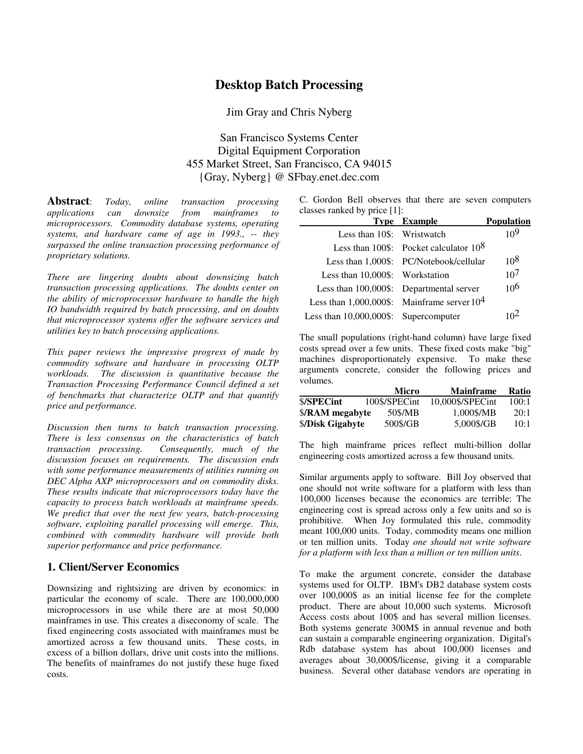# Desktop Batch Processing

Jim Gray and Chris Nyberg

San Francisco Systems Center
Digital Equipment Corporation
455 Market Street, San Francisco, CA 94015
{Gray, Nyberg} @ SFbay.enet.dec.com

**Abstract**: *Today, online transaction processing applications can downsize from mainframes to microprocessors. Commodity database systems, operating systems, and hardware came of age in 1993., -- they surpassed the online transaction processing performance of proprietary solutions.*

*There are lingering doubts about downsizing batch transaction processing applications. The doubts center on the ability of microprocessor hardware to handle the high IO bandwidth required by batch processing, and on doubts that microprocessor systems offer the software services and utilities key to batch processing applications.*

*This paper reviews the impressive progress of made by commodity software and hardware in processing OLTP workloads. The discussion is quantitative because the Transaction Processing Performance Council defined a set of benchmarks that characterize OLTP and that quantify price and performance.*

*Discussion then turns to batch transaction processing. There is less consensus on the characteristics of batch transaction processing. Consequently, much of the discussion focuses on requirements. The discussion ends with some performance measurements of utilities running on DEC Alpha AXP microprocessors and on commodity disks. These results indicate that microprocessors today have the capacity to process batch workloads at mainframe speeds. We predict that over the next few years, batch-processing software, exploiting parallel processing will emerge. This, combined with commodity hardware will provide both superior performance and price performance.*

## 1. Client/Server Economics

Downsizing and rightsizing are driven by economics: in particular the economy of scale. There are 100,000,000 microprocessors in use while there are at most 50,000 mainframes in use. This creates a diseconomy of scale. The fixed engineering costs associated with mainframes must be amortized across a few thousand units. These costs, in excess of a billion dollars, drive unit costs into the millions. The benefits of mainframes do not justify these huge fixed costs.

C. Gordon Bell observes that there are seven computers classes ranked by price [1]:

| Type | Example | Population |
|---:|---|---|
| Less than 10$: | Wristwatch | $10^9$ |
| Less than 100$: | Pocket calculator | $10^8$ |
| Less than 1,000$: | PC/Notebook/cellular | $10^8$ |
| Less than 10,000$: | Workstation | $10^7$ |
| Less than 100,000$: | Departmental server | $10^6$ |
| Less than 1,000,000$: | Mainframe server | $10^4$ |
| Less than 10,000,000$: | Supercomputer | $10^2$ |

The small populations (right-hand column) have large fixed costs spread over a few units. These fixed costs make "big" machines disproportionately expensive. To make these arguments concrete, consider the following prices and volumes.

| | Micro | Mainframe | Ratio |
|---|---|---|---|
| $**/SPECint** | 100$/SPECint | 10,000$/SPECint | 100:1 |
| $**/RAM megabyte** | 50$/MB | 1,000$/MB | 20:1 |
| $**/Disk Gigabyte** | 500$/GB | 5,000$/GB | 10:1 |

The high mainframe prices reflect multi-billion dollar engineering costs amortized across a few thousand units.

Similar arguments apply to software. Bill Joy observed that one should not write software for a platform with less than 100,000 licenses because the economics are terrible: The engineering cost is spread across only a few units and so is prohibitive. When Joy formulated this rule, commodity meant 100,000 units. Today, commodity means one million or ten million units. Today *one should not write software for a platform with less than a million or ten million units.*

To make the argument concrete, consider the database systems used for OLTP. IBM's DB2 database system costs over 100,000$ as an initial license fee for the complete product. There are about 10,000 such systems. Microsoft Access costs about 100$ and has several million licenses. Both systems generate 300M$ in annual revenue and both can sustain a comparable engineering organization. Digital's Rdb database system has about 100,000 licenses and averages about 30,000$/license, giving it a comparable business. Several other database vendors are operating in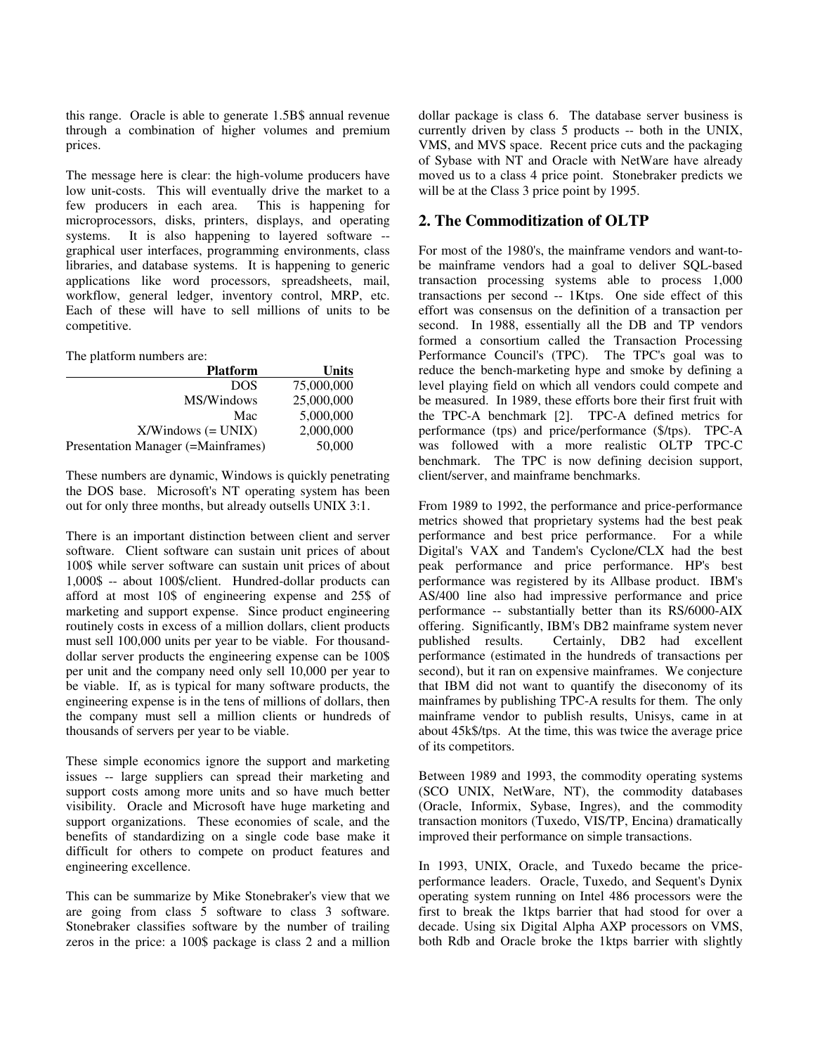this range. Oracle is able to generate 1.5B$ annual revenue through a combination of higher volumes and premium prices.

The message here is clear: the high-volume producers have low unit-costs. This will eventually drive the market to a few producers in each area. This is happening for microprocessors, disks, printers, displays, and operating systems. It is also happening to layered software -- graphical user interfaces, programming environments, class libraries, and database systems. It is happening to generic applications like word processors, spreadsheets, mail, workflow, general ledger, inventory control, MRP, etc. Each of these will have to sell millions of units to be competitive.

The platform numbers are:

| Platform | Units |
|---:|---:|
| DOS | 75,000,000 |
| MS/Windows | 25,000,000 |
| Mac | 5,000,000 |
| X/Windows (= UNIX) | 2,000,000 |
| Presentation Manager (=Mainframes) | 50,000 |

These numbers are dynamic, Windows is quickly penetrating the DOS base. Microsoft's NT operating system has been out for only three months, but already outsells UNIX 3:1.

There is an important distinction between client and server software. Client software can sustain unit prices of about 100$ while server software can sustain unit prices of about 1,000$ -- about 100$/client. Hundred-dollar products can afford at most 10$ of engineering expense and 25$ of marketing and support expense. Since product engineering routinely costs in excess of a million dollars, client products must sell 100,000 units per year to be viable. For thousand-dollar server products the engineering expense can be 100$ per unit and the company need only sell 10,000 per year to be viable. If, as is typical for many software products, the engineering expense is in the tens of millions of dollars, then the company must sell a million clients or hundreds of thousands of servers per year to be viable.

These simple economics ignore the support and marketing issues -- large suppliers can spread their marketing and support costs among more units and so have much better visibility. Oracle and Microsoft have huge marketing and support organizations. These economies of scale, and the benefits of standardizing on a single code base make it difficult for others to compete on product features and engineering excellence.

This can be summarize by Mike Stonebraker's view that we are going from class 5 software to class 3 software. Stonebraker classifies software by the number of trailing zeros in the price: a 100$ package is class 2 and a million dollar package is class 6. The database server business is currently driven by class 5 products -- both in the UNIX, VMS, and MVS space. Recent price cuts and the packaging of Sybase with NT and Oracle with NetWare have already moved us to a class 4 price point. Stonebraker predicts we will be at the Class 3 price point by 1995.

## 2. The Commoditization of OLTP

For most of the 1980's, the mainframe vendors and want-to-be mainframe vendors had a goal to deliver SQL-based transaction processing systems able to process 1,000 transactions per second -- 1Ktps. One side effect of this effort was consensus on the definition of a transaction per second. In 1988, essentially all the DB and TP vendors formed a consortium called the Transaction Processing Performance Council's (TPC). The TPC's goal was to reduce the bench-marketing hype and smoke by defining a level playing field on which all vendors could compete and be measured. In 1989, these efforts bore their first fruit with the TPC-A benchmark [2]. TPC-A defined metrics for performance (tps) and price/performance ($/tps). TPC-A was followed with a more realistic OLTP TPC-C benchmark. The TPC is now defining decision support, client/server, and mainframe benchmarks.

From 1989 to 1992, the performance and price-performance metrics showed that proprietary systems had the best peak performance and best price performance. For a while Digital's VAX and Tandem's Cyclone/CLX had the best peak performance and price performance. HP's best performance was registered by its Allbase product. IBM's AS/400 line also had impressive performance and price performance -- substantially better than its RS/6000-AIX offering. Significantly, IBM's DB2 mainframe system never published results. Certainly, DB2 had excellent performance (estimated in the hundreds of transactions per second), but it ran on expensive mainframes. We conjecture that IBM did not want to quantify the diseconomy of its mainframes by publishing TPC-A results for them. The only mainframe vendor to publish results, Unisys, came in at about 45k$/tps. At the time, this was twice the average price of its competitors.

Between 1989 and 1993, the commodity operating systems (SCO UNIX, NetWare, NT), the commodity databases (Oracle, Informix, Sybase, Ingres), and the commodity transaction monitors (Tuxedo, VIS/TP, Encina) dramatically improved their performance on simple transactions.

In 1993, UNIX, Oracle, and Tuxedo became the price-performance leaders. Oracle, Tuxedo, and Sequent's Dynix operating system running on Intel 486 processors were the first to break the 1ktps barrier that had stood for over a decade. Using six Digital Alpha AXP processors on VMS, both Rdb and Oracle broke the 1ktps barrier with slightly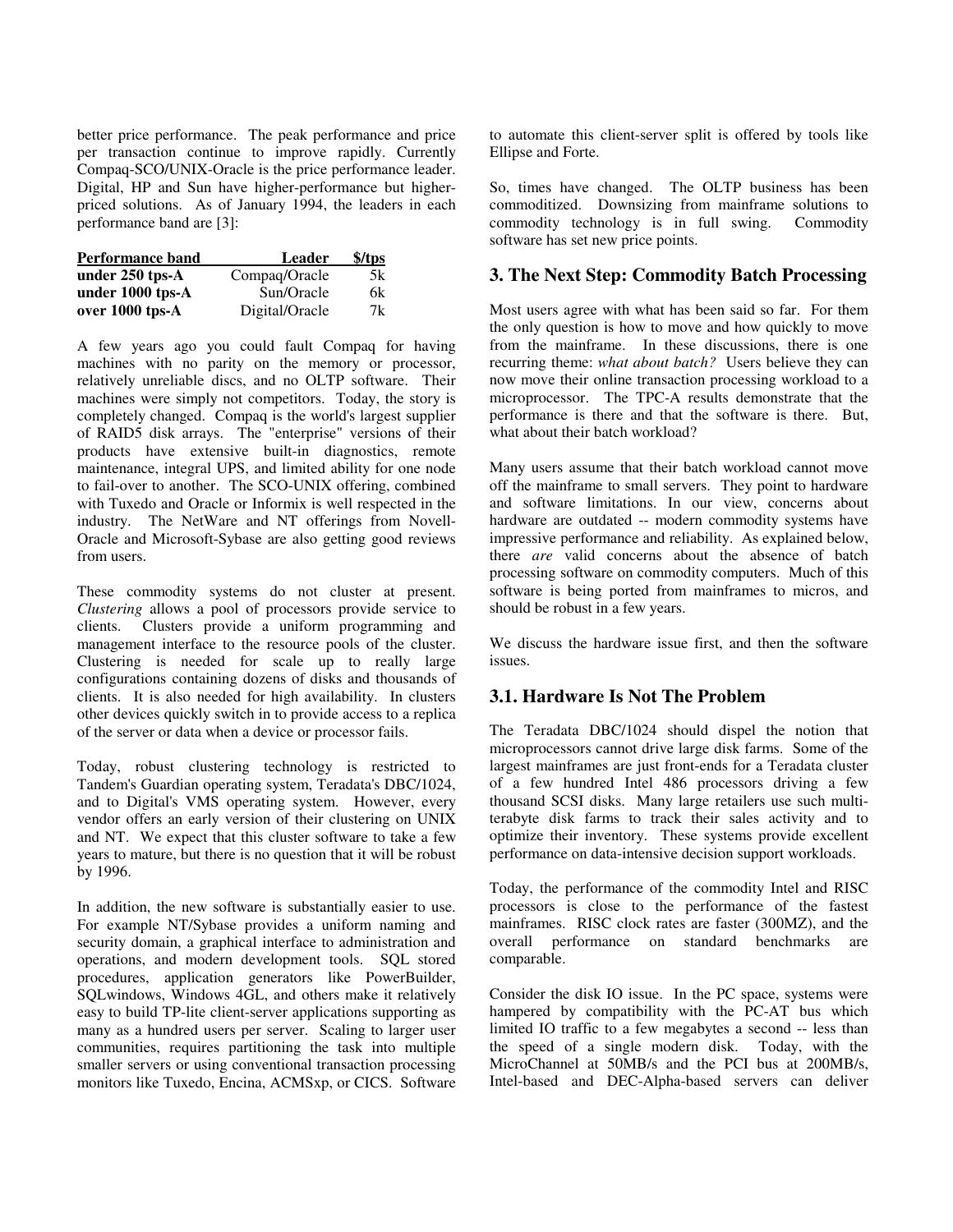better price performance. The peak performance and price per transaction continue to improve rapidly. Currently Compaq-SCO/UNIX-Oracle is the price performance leader. Digital, HP and Sun have higher-performance but higher-priced solutions. As of January 1994, the leaders in each performance band are [3]:

| Performance band | Leader | $/tps |
|---|---|---|
| **under 250 tps-A** | Compaq/Oracle | 5k |
| **under 1000 tps-A** | Sun/Oracle | 6k |
| **over 1000 tps-A** | Digital/Oracle | 7k |

A few years ago you could fault Compaq for having machines with no parity on the memory or processor, relatively unreliable discs, and no OLTP software. Their machines were simply not competitors. Today, the story is completely changed. Compaq is the world's largest supplier of RAID5 disk arrays. The "enterprise" versions of their products have extensive built-in diagnostics, remote maintenance, integral UPS, and limited ability for one node to fail-over to another. The SCO-UNIX offering, combined with Tuxedo and Oracle or Informix is well respected in the industry. The NetWare and NT offerings from Novell-Oracle and Microsoft-Sybase are also getting good reviews from users.

These commodity systems do not cluster at present. *Clustering* allows a pool of processors provide service to clients. Clusters provide a uniform programming and management interface to the resource pools of the cluster. Clustering is needed for scale up to really large configurations containing dozens of disks and thousands of clients. It is also needed for high availability. In clusters other devices quickly switch in to provide access to a replica of the server or data when a device or processor fails.

Today, robust clustering technology is restricted to Tandem's Guardian operating system, Teradata's DBC/1024, and to Digital's VMS operating system. However, every vendor offers an early version of their clustering on UNIX and NT. We expect that this cluster software to take a few years to mature, but there is no question that it will be robust by 1996.

In addition, the new software is substantially easier to use. For example NT/Sybase provides a uniform naming and security domain, a graphical interface to administration and operations, and modern development tools. SQL stored procedures, application generators like PowerBuilder, SQLwindows, Windows 4GL, and others make it relatively easy to build TP-lite client-server applications supporting as many as a hundred users per server. Scaling to larger user communities, requires partitioning the task into multiple smaller servers or using conventional transaction processing monitors like Tuxedo, Encina, ACMSxp, or CICS. Software to automate this client-server split is offered by tools like Ellipse and Forte.

So, times have changed. The OLTP business has been commoditized. Downsizing from mainframe solutions to commodity technology is in full swing. Commodity software has set new price points.

## 3. The Next Step: Commodity Batch Processing

Most users agree with what has been said so far. For them the only question is how to move and how quickly to move from the mainframe. In these discussions, there is one recurring theme: *what about batch?* Users believe they can now move their online transaction processing workload to a microprocessor. The TPC-A results demonstrate that the performance is there and that the software is there. But, what about their batch workload?

Many users assume that their batch workload cannot move off the mainframe to small servers. They point to hardware and software limitations. In our view, concerns about hardware are outdated -- modern commodity systems have impressive performance and reliability. As explained below, there *are* valid concerns about the absence of batch processing software on commodity computers. Much of this software is being ported from mainframes to micros, and should be robust in a few years.

We discuss the hardware issue first, and then the software issues.

### 3.1. Hardware Is Not The Problem

The Teradata DBC/1024 should dispel the notion that microprocessors cannot drive large disk farms. Some of the largest mainframes are just front-ends for a Teradata cluster of a few hundred Intel 486 processors driving a few thousand SCSI disks. Many large retailers use such multi-terabyte disk farms to track their sales activity and to optimize their inventory. These systems provide excellent performance on data-intensive decision support workloads.

Today, the performance of the commodity Intel and RISC processors is close to the performance of the fastest mainframes. RISC clock rates are faster (300MZ), and the overall performance on standard benchmarks are comparable.

Consider the disk IO issue. In the PC space, systems were hampered by compatibility with the PC-AT bus which limited IO traffic to a few megabytes a second -- less than the speed of a single modern disk. Today, with the MicroChannel at 50MB/s and the PCI bus at 200MB/s, Intel-based and DEC-Alpha-based servers can deliver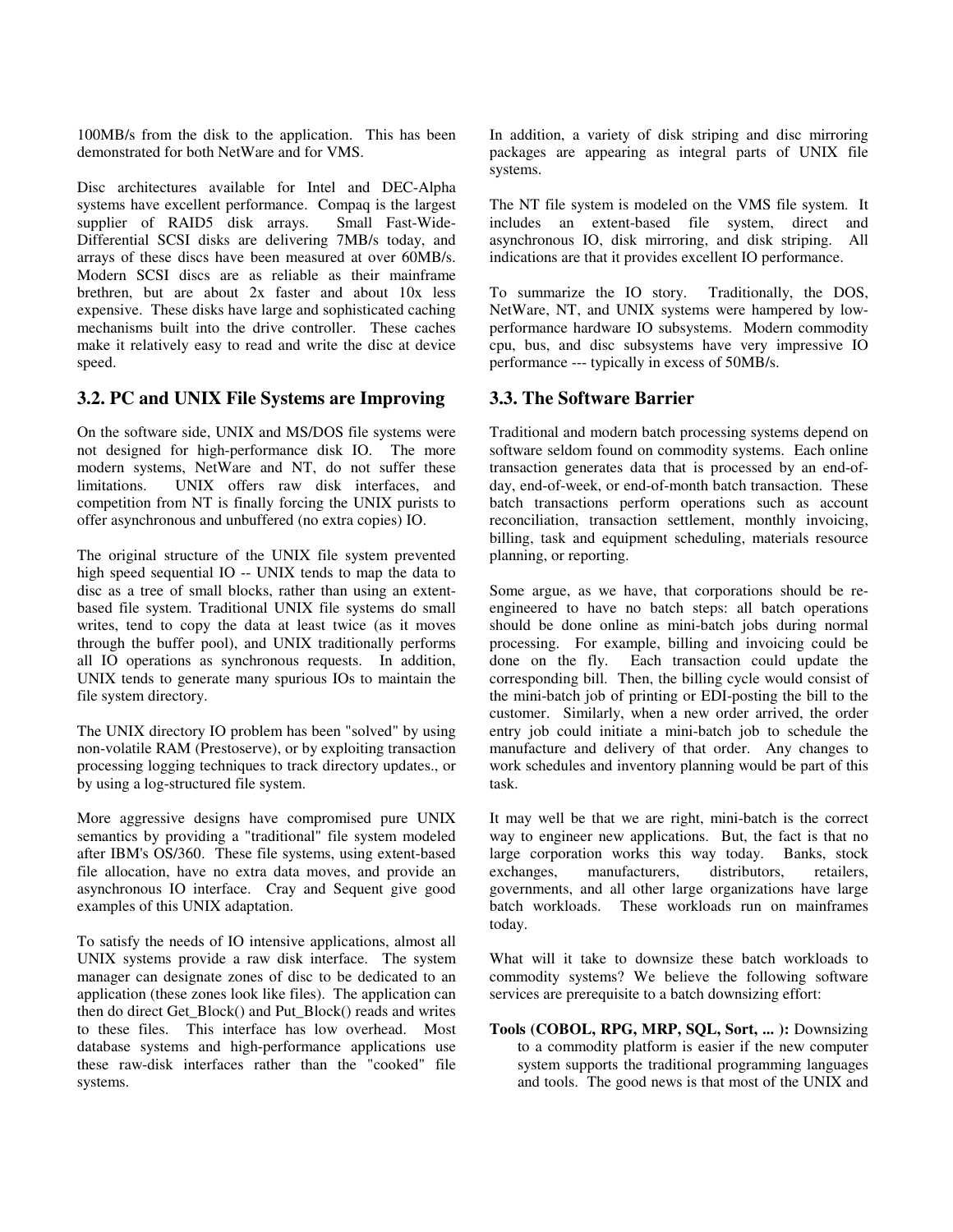100MB/s from the disk to the application. This has been demonstrated for both NetWare and for VMS.

Disc architectures available for Intel and DEC-Alpha systems have excellent performance. Compaq is the largest supplier of RAID5 disk arrays. Small Fast-Wide-Differential SCSI disks are delivering 7MB/s today, and arrays of these discs have been measured at over 60MB/s. Modern SCSI discs are as reliable as their mainframe brethren, but are about 2x faster and about 10x less expensive. These disks have large and sophisticated caching mechanisms built into the drive controller. These caches make it relatively easy to read and write the disc at device speed.

## 3.2. PC and UNIX File Systems are Improving

On the software side, UNIX and MS/DOS file systems were not designed for high-performance disk IO. The more modern systems, NetWare and NT, do not suffer these limitations. UNIX offers raw disk interfaces, and competition from NT is finally forcing the UNIX purists to offer asynchronous and unbuffered (no extra copies) IO.

The original structure of the UNIX file system prevented high speed sequential IO -- UNIX tends to map the data to disc as a tree of small blocks, rather than using an extent-based file system. Traditional UNIX file systems do small writes, tend to copy the data at least twice (as it moves through the buffer pool), and UNIX traditionally performs all IO operations as synchronous requests. In addition, UNIX tends to generate many spurious IOs to maintain the file system directory.

The UNIX directory IO problem has been "solved" by using non-volatile RAM (Prestoserve), or by exploiting transaction processing logging techniques to track directory updates., or by using a log-structured file system.

More aggressive designs have compromised pure UNIX semantics by providing a "traditional" file system modeled after IBM's OS/360. These file systems, using extent-based file allocation, have no extra data moves, and provide an asynchronous IO interface. Cray and Sequent give good examples of this UNIX adaptation.

To satisfy the needs of IO intensive applications, almost all UNIX systems provide a raw disk interface. The system manager can designate zones of disc to be dedicated to an application (these zones look like files). The application can then do direct Get_Block() and Put_Block() reads and writes to these files. This interface has low overhead. Most database systems and high-performance applications use these raw-disk interfaces rather than the "cooked" file systems.

In addition, a variety of disk striping and disc mirroring packages are appearing as integral parts of UNIX file systems.

The NT file system is modeled on the VMS file system. It includes an extent-based file system, direct and asynchronous IO, disk mirroring, and disk striping. All indications are that it provides excellent IO performance.

To summarize the IO story. Traditionally, the DOS, NetWare, NT, and UNIX systems were hampered by low-performance hardware IO subsystems. Modern commodity cpu, bus, and disc subsystems have very impressive IO performance --- typically in excess of 50MB/s.

## 3.3. The Software Barrier

Traditional and modern batch processing systems depend on software seldom found on commodity systems. Each online transaction generates data that is processed by an end-of-day, end-of-week, or end-of-month batch transaction. These batch transactions perform operations such as account reconciliation, transaction settlement, monthly invoicing, billing, task and equipment scheduling, materials resource planning, or reporting.

Some argue, as we have, that corporations should be re-engineered to have no batch steps: all batch operations should be done online as mini-batch jobs during normal processing. For example, billing and invoicing could be done on the fly. Each transaction could update the corresponding bill. Then, the billing cycle would consist of the mini-batch job of printing or EDI-posting the bill to the customer. Similarly, when a new order arrived, the order entry job could initiate a mini-batch job to schedule the manufacture and delivery of that order. Any changes to work schedules and inventory planning would be part of this task.

It may well be that we are right, mini-batch is the correct way to engineer new applications. But, the fact is that no large corporation works this way today. Banks, stock exchanges, manufacturers, distributors, retailers, governments, and all other large organizations have large batch workloads. These workloads run on mainframes today.

What will it take to downsize these batch workloads to commodity systems? We believe the following software services are prerequisite to a batch downsizing effort:

**Tools (COBOL, RPG, MRP, SQL, Sort, ... ):** Downsizing to a commodity platform is easier if the new computer system supports the traditional programming languages and tools. The good news is that most of the UNIX and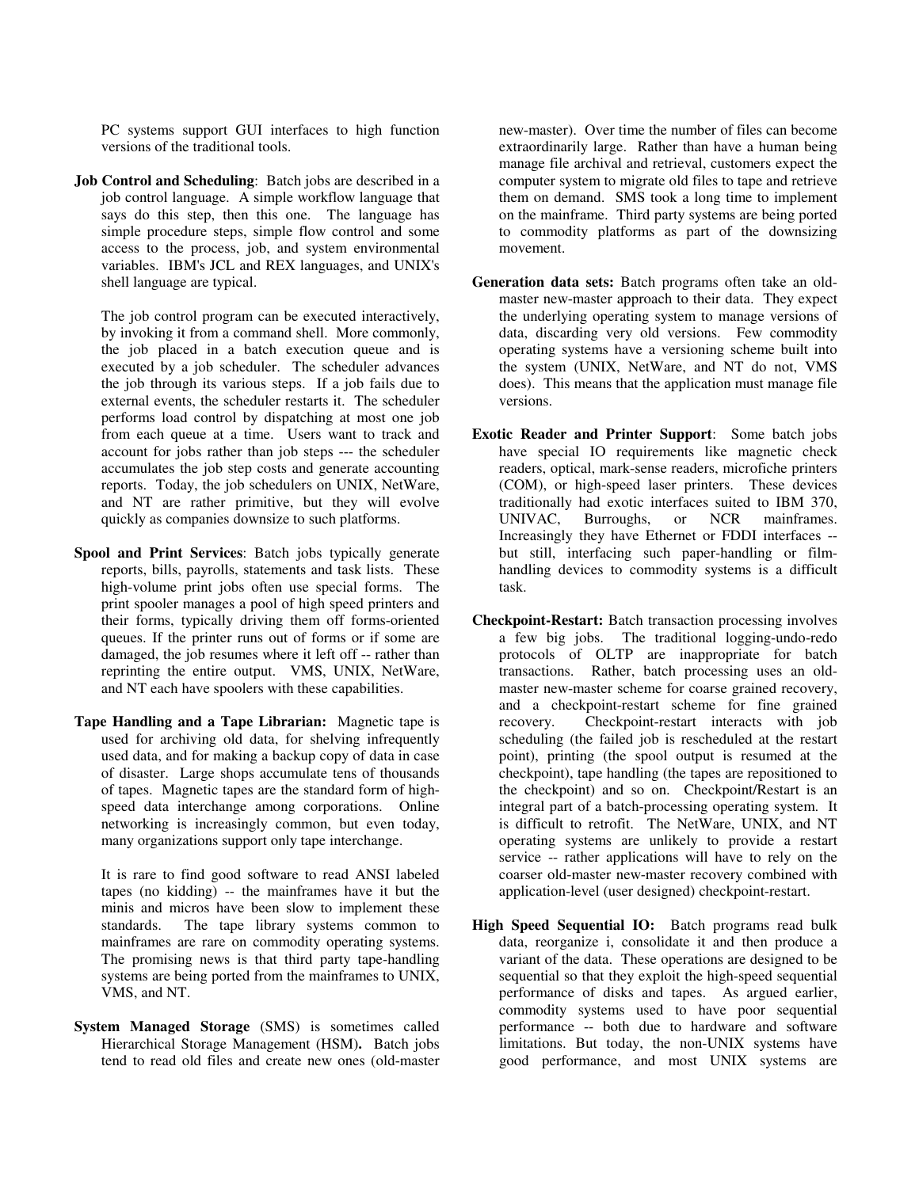PC systems support GUI interfaces to high function versions of the traditional tools.

**Job Control and Scheduling**: Batch jobs are described in a job control language. A simple workflow language that says do this step, then this one. The language has simple procedure steps, simple flow control and some access to the process, job, and system environmental variables. IBM's JCL and REX languages, and UNIX's shell language are typical.

The job control program can be executed interactively, by invoking it from a command shell. More commonly, the job placed in a batch execution queue and is executed by a job scheduler. The scheduler advances the job through its various steps. If a job fails due to external events, the scheduler restarts it. The scheduler performs load control by dispatching at most one job from each queue at a time. Users want to track and account for jobs rather than job steps --- the scheduler accumulates the job step costs and generate accounting reports. Today, the job schedulers on UNIX, NetWare, and NT are rather primitive, but they will evolve quickly as companies downsize to such platforms.

**Spool and Print Services**: Batch jobs typically generate reports, bills, payrolls, statements and task lists. These high-volume print jobs often use special forms. The print spooler manages a pool of high speed printers and their forms, typically driving them off forms-oriented queues. If the printer runs out of forms or if some are damaged, the job resumes where it left off -- rather than reprinting the entire output. VMS, UNIX, NetWare, and NT each have spoolers with these capabilities.

**Tape Handling and a Tape Librarian:** Magnetic tape is used for archiving old data, for shelving infrequently used data, and for making a backup copy of data in case of disaster. Large shops accumulate tens of thousands of tapes. Magnetic tapes are the standard form of high-speed data interchange among corporations. Online networking is increasingly common, but even today, many organizations support only tape interchange.

It is rare to find good software to read ANSI labeled tapes (no kidding) -- the mainframes have it but the minis and micros have been slow to implement these standards. The tape library systems common to mainframes are rare on commodity operating systems. The promising news is that third party tape-handling systems are being ported from the mainframes to UNIX, VMS, and NT.

**System Managed Storage** (SMS) is sometimes called Hierarchical Storage Management (HSM)**.** Batch jobs tend to read old files and create new ones (old-master new-master). Over time the number of files can become extraordinarily large. Rather than have a human being manage file archival and retrieval, customers expect the computer system to migrate old files to tape and retrieve them on demand. SMS took a long time to implement on the mainframe. Third party systems are being ported to commodity platforms as part of the downsizing movement.

**Generation data sets:** Batch programs often take an old-master new-master approach to their data. They expect the underlying operating system to manage versions of data, discarding very old versions. Few commodity operating systems have a versioning scheme built into the system (UNIX, NetWare, and NT do not, VMS does). This means that the application must manage file versions.

**Exotic Reader and Printer Support**: Some batch jobs have special IO requirements like magnetic check readers, optical, mark-sense readers, microfiche printers (COM), or high-speed laser printers. These devices traditionally had exotic interfaces suited to IBM 370, UNIVAC, Burroughs, or NCR mainframes. Increasingly they have Ethernet or FDDI interfaces -- but still, interfacing such paper-handling or film-handling devices to commodity systems is a difficult task.

**Checkpoint-Restart:** Batch transaction processing involves a few big jobs. The traditional logging-undo-redo protocols of OLTP are inappropriate for batch transactions. Rather, batch processing uses an old-master new-master scheme for coarse grained recovery, and a checkpoint-restart scheme for fine grained recovery. Checkpoint-restart interacts with job scheduling (the failed job is rescheduled at the restart point), printing (the spool output is resumed at the checkpoint), tape handling (the tapes are repositioned to the checkpoint) and so on. Checkpoint/Restart is an integral part of a batch-processing operating system. It is difficult to retrofit. The NetWare, UNIX, and NT operating systems are unlikely to provide a restart service -- rather applications will have to rely on the coarser old-master new-master recovery combined with application-level (user designed) checkpoint-restart.

**High Speed Sequential IO:** Batch programs read bulk data, reorganize i, consolidate it and then produce a variant of the data. These operations are designed to be sequential so that they exploit the high-speed sequential performance of disks and tapes. As argued earlier, commodity systems used to have poor sequential performance -- both due to hardware and software limitations. But today, the non-UNIX systems have good performance, and most UNIX systems are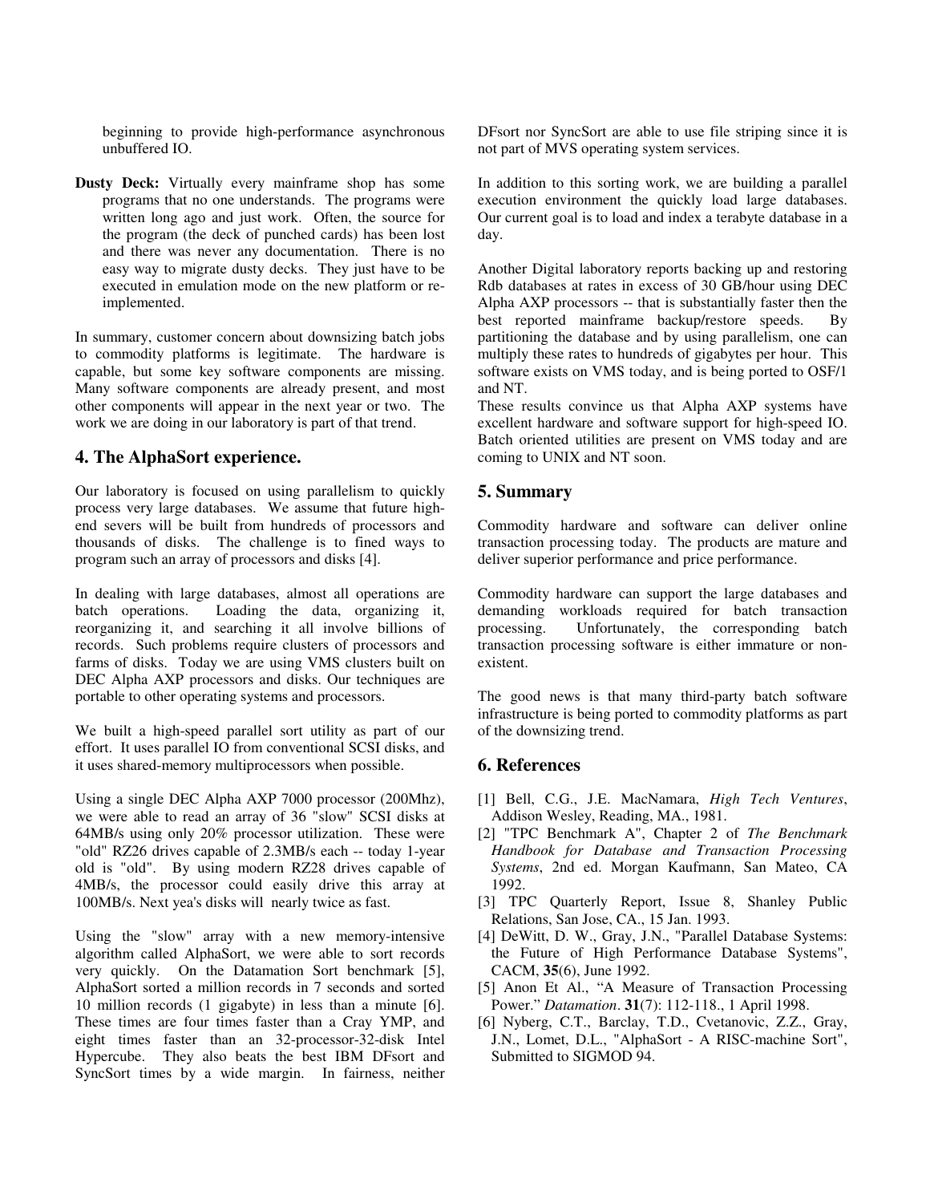beginning to provide high-performance asynchronous unbuffered IO.

**Dusty Deck:** Virtually every mainframe shop has some programs that no one understands. The programs were written long ago and just work. Often, the source for the program (the deck of punched cards) has been lost and there was never any documentation. There is no easy way to migrate dusty decks. They just have to be executed in emulation mode on the new platform or re-implemented.

In summary, customer concern about downsizing batch jobs to commodity platforms is legitimate. The hardware is capable, but some key software components are missing. Many software components are already present, and most other components will appear in the next year or two. The work we are doing in our laboratory is part of that trend.

## 4. The AlphaSort experience.

Our laboratory is focused on using parallelism to quickly process very large databases. We assume that future high-end severs will be built from hundreds of processors and thousands of disks. The challenge is to fined ways to program such an array of processors and disks [4].

In dealing with large databases, almost all operations are batch operations. Loading the data, organizing it, reorganizing it, and searching it all involve billions of records. Such problems require clusters of processors and farms of disks. Today we are using VMS clusters built on DEC Alpha AXP processors and disks. Our techniques are portable to other operating systems and processors.

We built a high-speed parallel sort utility as part of our effort. It uses parallel IO from conventional SCSI disks, and it uses shared-memory multiprocessors when possible.

Using a single DEC Alpha AXP 7000 processor (200Mhz), we were able to read an array of 36 "slow" SCSI disks at 64MB/s using only 20% processor utilization. These were "old" RZ26 drives capable of 2.3MB/s each -- today 1-year old is "old". By using modern RZ28 drives capable of 4MB/s, the processor could easily drive this array at 100MB/s. Next yea's disks will nearly twice as fast.

Using the "slow" array with a new memory-intensive algorithm called AlphaSort, we were able to sort records very quickly. On the Datamation Sort benchmark [5], AlphaSort sorted a million records in 7 seconds and sorted 10 million records (1 gigabyte) in less than a minute [6]. These times are four times faster than a Cray YMP, and eight times faster than an 32-processor-32-disk Intel Hypercube. They also beats the best IBM DFsort and SyncSort times by a wide margin. In fairness, neither DFsort nor SyncSort are able to use file striping since it is not part of MVS operating system services.

In addition to this sorting work, we are building a parallel execution environment the quickly load large databases. Our current goal is to load and index a terabyte database in a day.

Another Digital laboratory reports backing up and restoring Rdb databases at rates in excess of 30 GB/hour using DEC Alpha AXP processors -- that is substantially faster then the best reported mainframe backup/restore speeds. By partitioning the database and by using parallelism, one can multiply these rates to hundreds of gigabytes per hour. This software exists on VMS today, and is being ported to OSF/1 and NT.

These results convince us that Alpha AXP systems have excellent hardware and software support for high-speed IO. Batch oriented utilities are present on VMS today and are coming to UNIX and NT soon.

## 5. Summary

Commodity hardware and software can deliver online transaction processing today. The products are mature and deliver superior performance and price performance.

Commodity hardware can support the large databases and demanding workloads required for batch transaction processing. Unfortunately, the corresponding batch transaction processing software is either immature or non-existent.

The good news is that many third-party batch software infrastructure is being ported to commodity platforms as part of the downsizing trend.

## 6. References

[1] Bell, C.G., J.E. MacNamara, *High Tech Ventures*, Addison Wesley, Reading, MA., 1981.

[2] "TPC Benchmark A", Chapter 2 of *The Benchmark Handbook for Database and Transaction Processing Systems*, 2nd ed. Morgan Kaufmann, San Mateo, CA 1992.

[3] TPC Quarterly Report, Issue 8, Shanley Public Relations, San Jose, CA., 15 Jan. 1993.

[4] DeWitt, D. W., Gray, J.N., "Parallel Database Systems: the Future of High Performance Database Systems", CACM, **35**(6), June 1992.

[5] Anon Et Al., "A Measure of Transaction Processing Power." *Datamation*. **31**(7): 112-118., 1 April 1998.

[6] Nyberg, C.T., Barclay, T.D., Cvetanovic, Z.Z., Gray, J.N., Lomet, D.L., "AlphaSort - A RISC-machine Sort", Submitted to SIGMOD 94.